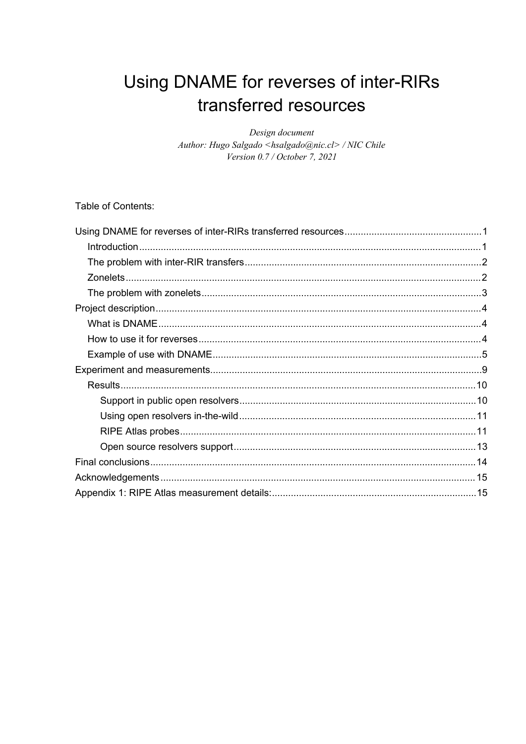# Using DNAME for reverses of inter-RIRs transferred resources

*Design document*
*Author: Hugo Salgado <hsalgado@nic.cl> / NIC Chile*
*Version 0.7 / October 7, 2021*

Table of Contents:

- Using DNAME for reverses of inter-RIRs transferred resources .......... 1
  - Introduction .......... 1
  - The problem with inter-RIR transfers .......... 2
  - Zonelets .......... 2
  - The problem with zonelets .......... 3
- Project description .......... 4
  - What is DNAME .......... 4
  - How to use it for reverses .......... 4
  - Example of use with DNAME .......... 5
- Experiment and measurements .......... 9
  - Results .......... 10
    - Support in public open resolvers .......... 10
    - Using open resolvers in-the-wild .......... 11
    - RIPE Atlas probes .......... 11
    - Open source resolvers support .......... 13
- Final conclusions .......... 14
- Acknowledgements .......... 15
- Appendix 1: RIPE Atlas measurement details: .......... 15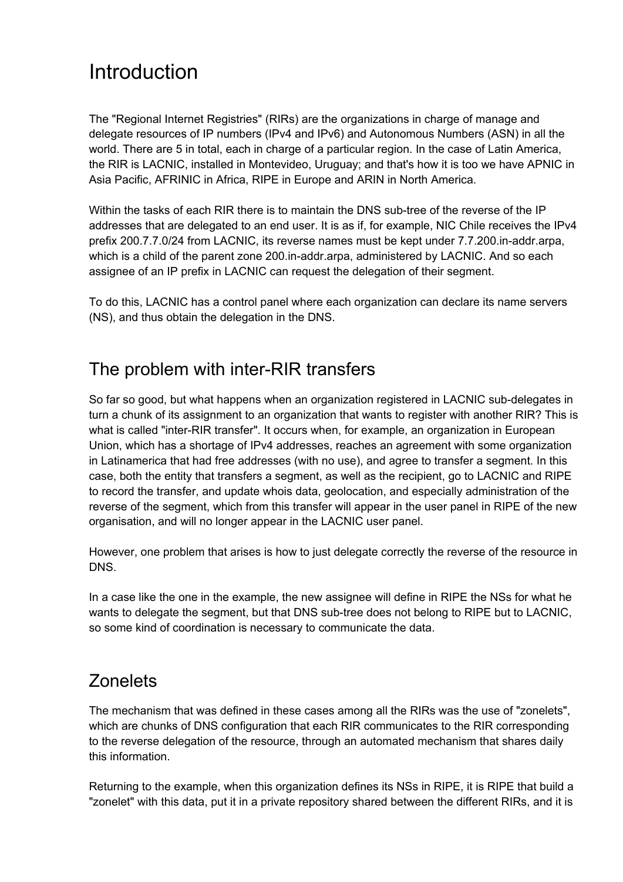# Introduction

The "Regional Internet Registries" (RIRs) are the organizations in charge of manage and delegate resources of IP numbers (IPv4 and IPv6) and Autonomous Numbers (ASN) in all the world. There are 5 in total, each in charge of a particular region. In the case of Latin America, the RIR is LACNIC, installed in Montevideo, Uruguay; and that's how it is too we have APNIC in Asia Pacific, AFRINIC in Africa, RIPE in Europe and ARIN in North America.

Within the tasks of each RIR there is to maintain the DNS sub-tree of the reverse of the IP addresses that are delegated to an end user. It is as if, for example, NIC Chile receives the IPv4 prefix 200.7.7.0/24 from LACNIC, its reverse names must be kept under 7.7.200.in-addr.arpa, which is a child of the parent zone 200.in-addr.arpa, administered by LACNIC. And so each assignee of an IP prefix in LACNIC can request the delegation of their segment.

To do this, LACNIC has a control panel where each organization can declare its name servers (NS), and thus obtain the delegation in the DNS.

## The problem with inter-RIR transfers

So far so good, but what happens when an organization registered in LACNIC sub-delegates in turn a chunk of its assignment to an organization that wants to register with another RIR? This is what is called "inter-RIR transfer". It occurs when, for example, an organization in European Union, which has a shortage of IPv4 addresses, reaches an agreement with some organization in Latinamerica that had free addresses (with no use), and agree to transfer a segment. In this case, both the entity that transfers a segment, as well as the recipient, go to LACNIC and RIPE to record the transfer, and update whois data, geolocation, and especially administration of the reverse of the segment, which from this transfer will appear in the user panel in RIPE of the new organisation, and will no longer appear in the LACNIC user panel.

However, one problem that arises is how to just delegate correctly the reverse of the resource in DNS.

In a case like the one in the example, the new assignee will define in RIPE the NSs for what he wants to delegate the segment, but that DNS sub-tree does not belong to RIPE but to LACNIC, so some kind of coordination is necessary to communicate the data.

## Zonelets

The mechanism that was defined in these cases among all the RIRs was the use of "zonelets", which are chunks of DNS configuration that each RIR communicates to the RIR corresponding to the reverse delegation of the resource, through an automated mechanism that shares daily this information.

Returning to the example, when this organization defines its NSs in RIPE, it is RIPE that build a "zonelet" with this data, put it in a private repository shared between the different RIRs, and it is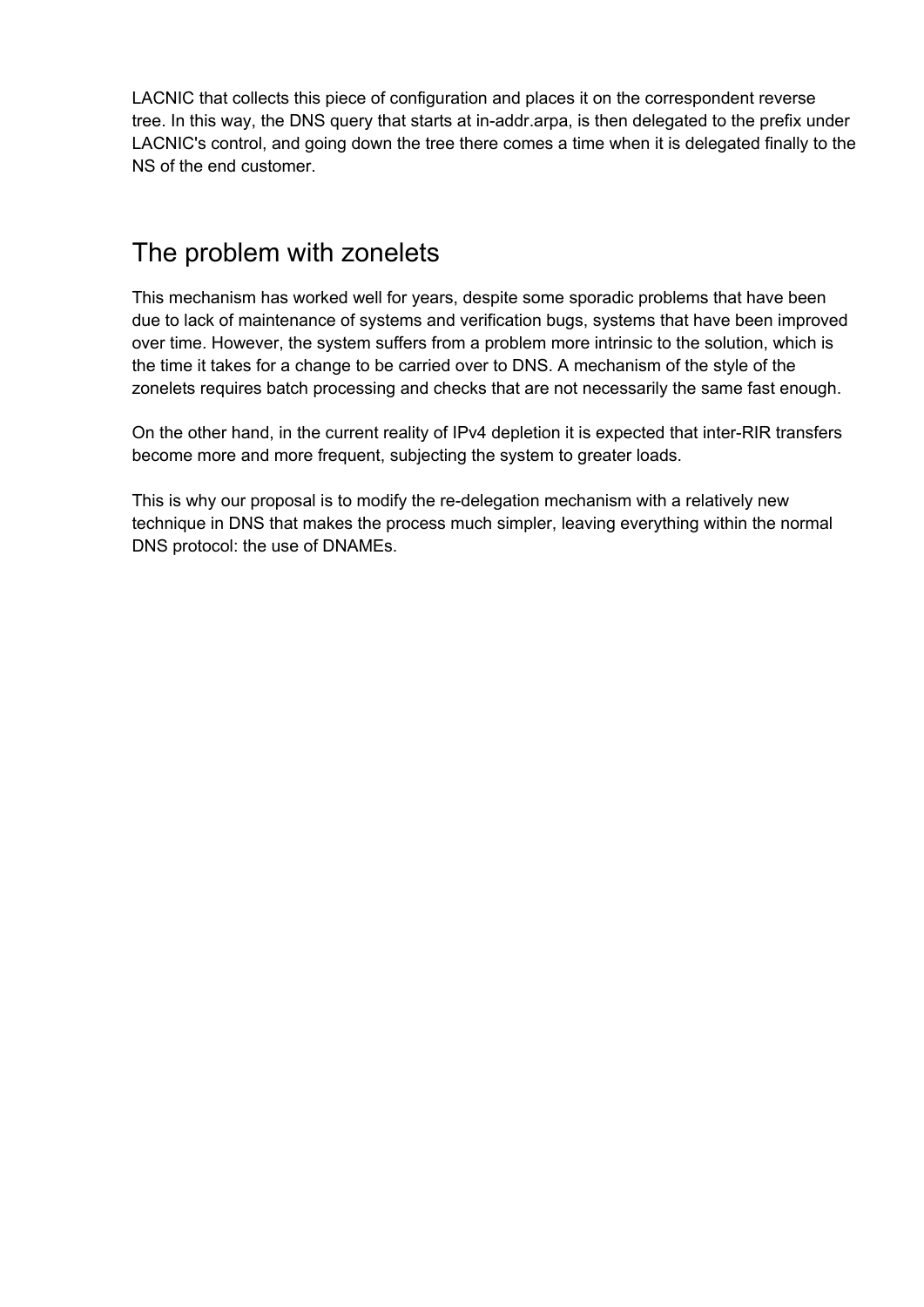LACNIC that collects this piece of configuration and places it on the correspondent reverse tree. In this way, the DNS query that starts at in-addr.arpa, is then delegated to the prefix under LACNIC's control, and going down the tree there comes a time when it is delegated finally to the NS of the end customer.

## The problem with zonelets

This mechanism has worked well for years, despite some sporadic problems that have been due to lack of maintenance of systems and verification bugs, systems that have been improved over time. However, the system suffers from a problem more intrinsic to the solution, which is the time it takes for a change to be carried over to DNS. A mechanism of the style of the zonelets requires batch processing and checks that are not necessarily the same fast enough.

On the other hand, in the current reality of IPv4 depletion it is expected that inter-RIR transfers become more and more frequent, subjecting the system to greater loads.

This is why our proposal is to modify the re-delegation mechanism with a relatively new technique in DNS that makes the process much simpler, leaving everything within the normal DNS protocol: the use of DNAMEs.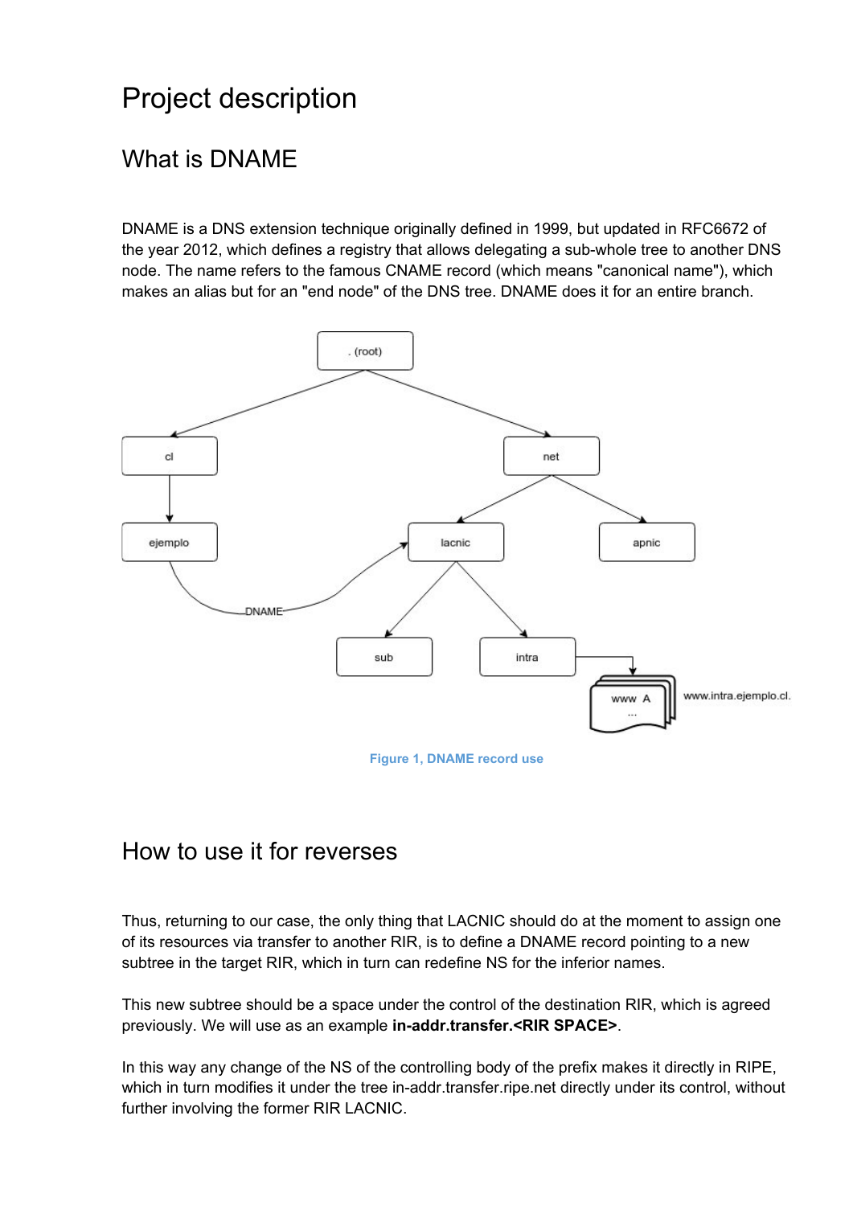# Project description

## What is DNAME

DNAME is a DNS extension technique originally defined in 1999, but updated in RFC6672 of the year 2012, which defines a registry that allows delegating a sub-whole tree to another DNS node. The name refers to the famous CNAME record (which means "canonical name"), which makes an alias but for an "end node" of the DNS tree. DNAME does it for an entire branch.

Figure 1, DNAME record use

## How to use it for reverses

Thus, returning to our case, the only thing that LACNIC should do at the moment to assign one of its resources via transfer to another RIR, is to define a DNAME record pointing to a new subtree in the target RIR, which in turn can redefine NS for the inferior names.

This new subtree should be a space under the control of the destination RIR, which is agreed previously. We will use as an example **in-addr.transfer.<RIR SPACE>**.

In this way any change of the NS of the controlling body of the prefix makes it directly in RIPE, which in turn modifies it under the tree in-addr.transfer.ripe.net directly under its control, without further involving the former RIR LACNIC.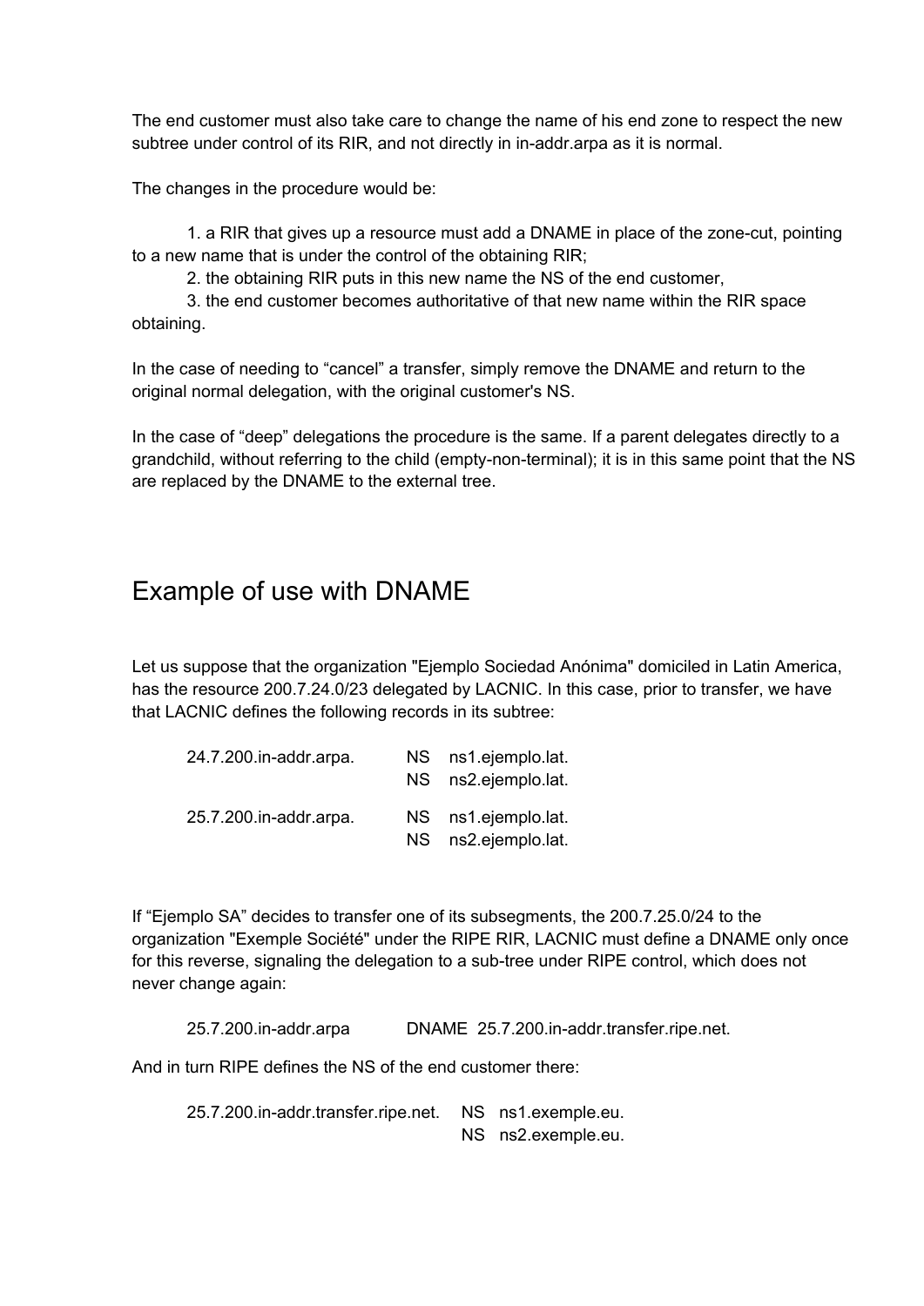The end customer must also take care to change the name of his end zone to respect the new subtree under control of its RIR, and not directly in in-addr.arpa as it is normal.

The changes in the procedure would be:

1. a RIR that gives up a resource must add a DNAME in place of the zone-cut, pointing to a new name that is under the control of the obtaining RIR;
2. the obtaining RIR puts in this new name the NS of the end customer,
3. the end customer becomes authoritative of that new name within the RIR space obtaining.

In the case of needing to “cancel” a transfer, simply remove the DNAME and return to the original normal delegation, with the original customer's NS.

In the case of “deep” delegations the procedure is the same. If a parent delegates directly to a grandchild, without referring to the child (empty-non-terminal); it is in this same point that the NS are replaced by the DNAME to the external tree.

## Example of use with DNAME

Let us suppose that the organization "Ejemplo Sociedad Anónima" domiciled in Latin America, has the resource 200.7.24.0/23 delegated by LACNIC. In this case, prior to transfer, we have that LACNIC defines the following records in its subtree:

```
24.7.200.in-addr.arpa.      NS   ns1.ejemplo.lat.
                            NS   ns2.ejemplo.lat.

25.7.200.in-addr.arpa.      NS   ns1.ejemplo.lat.
                            NS   ns2.ejemplo.lat.
```

If “Ejemplo SA” decides to transfer one of its subsegments, the 200.7.25.0/24 to the organization "Exemple Société" under the RIPE RIR, LACNIC must define a DNAME only once for this reverse, signaling the delegation to a sub-tree under RIPE control, which does not never change again:

```
25.7.200.in-addr.arpa       DNAME  25.7.200.in-addr.transfer.ripe.net.
```

And in turn RIPE defines the NS of the end customer there:

```
25.7.200.in-addr.transfer.ripe.net.    NS   ns1.exemple.eu.
                                       NS   ns2.exemple.eu.
```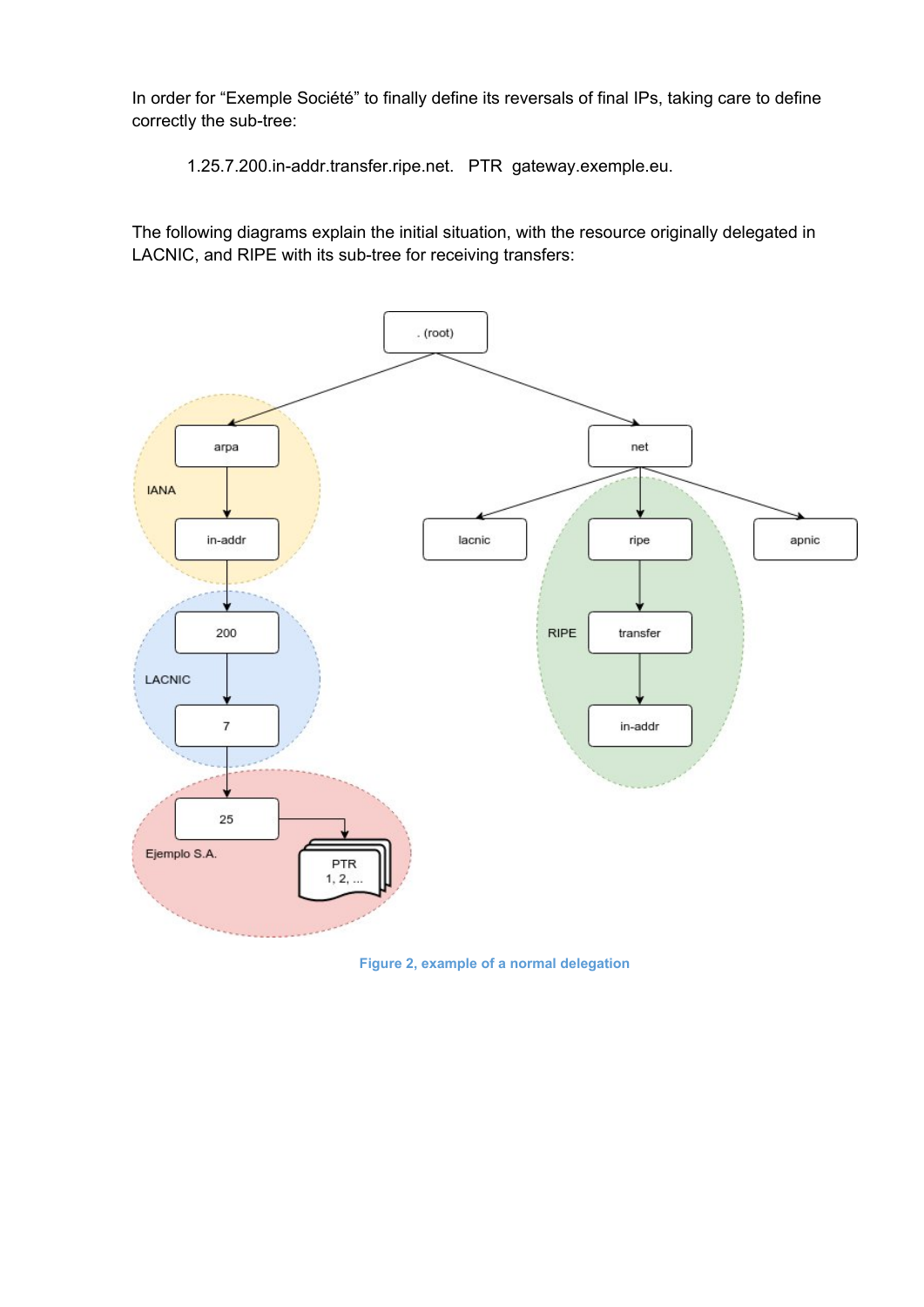In order for "Exemple Société" to finally define its reversals of final IPs, taking care to define correctly the sub-tree:

    1.25.7.200.in-addr.transfer.ripe.net.   PTR  gateway.exemple.eu.

The following diagrams explain the initial situation, with the resource originally delegated in LACNIC, and RIPE with its sub-tree for receiving transfers:

Figure 2, example of a normal delegation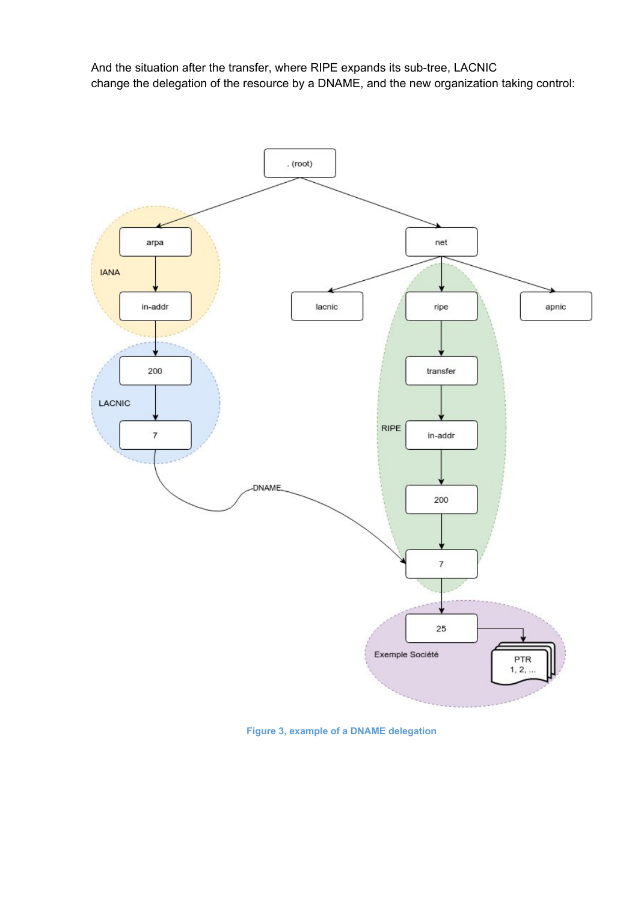And the situation after the transfer, where RIPE expands its sub-tree, LACNIC change the delegation of the resource by a DNAME, and the new organization taking control:

Figure 3, example of a DNAME delegation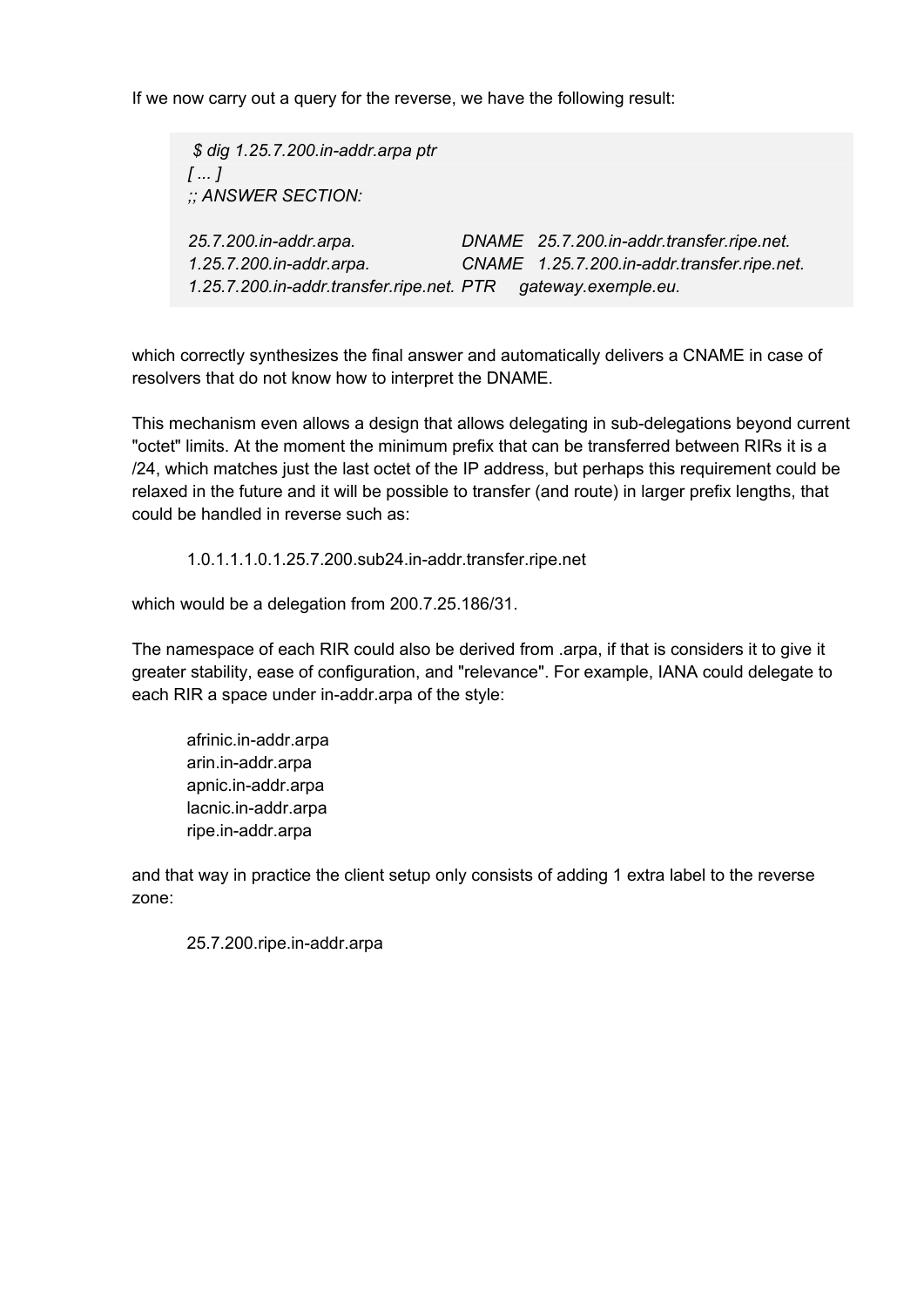If we now carry out a query for the reverse, we have the following result:

```
 $ dig 1.25.7.200.in-addr.arpa ptr
[ ... ]
;; ANSWER SECTION:

25.7.200.in-addr.arpa.                 DNAME   25.7.200.in-addr.transfer.ripe.net.
1.25.7.200.in-addr.arpa.               CNAME   1.25.7.200.in-addr.transfer.ripe.net.
1.25.7.200.in-addr.transfer.ripe.net.  PTR     gateway.exemple.eu.
```

which correctly synthesizes the final answer and automatically delivers a CNAME in case of resolvers that do not know how to interpret the DNAME.

This mechanism even allows a design that allows delegating in sub-delegations beyond current "octet" limits. At the moment the minimum prefix that can be transferred between RIRs it is a /24, which matches just the last octet of the IP address, but perhaps this requirement could be relaxed in the future and it will be possible to transfer (and route) in larger prefix lengths, that could be handled in reverse such as:

    1.0.1.1.1.0.1.25.7.200.sub24.in-addr.transfer.ripe.net

which would be a delegation from 200.7.25.186/31.

The namespace of each RIR could also be derived from .arpa, if that is considers it to give it greater stability, ease of configuration, and "relevance". For example, IANA could delegate to each RIR a space under in-addr.arpa of the style:

    afrinic.in-addr.arpa
    arin.in-addr.arpa
    apnic.in-addr.arpa
    lacnic.in-addr.arpa
    ripe.in-addr.arpa

and that way in practice the client setup only consists of adding 1 extra label to the reverse zone:

    25.7.200.ripe.in-addr.arpa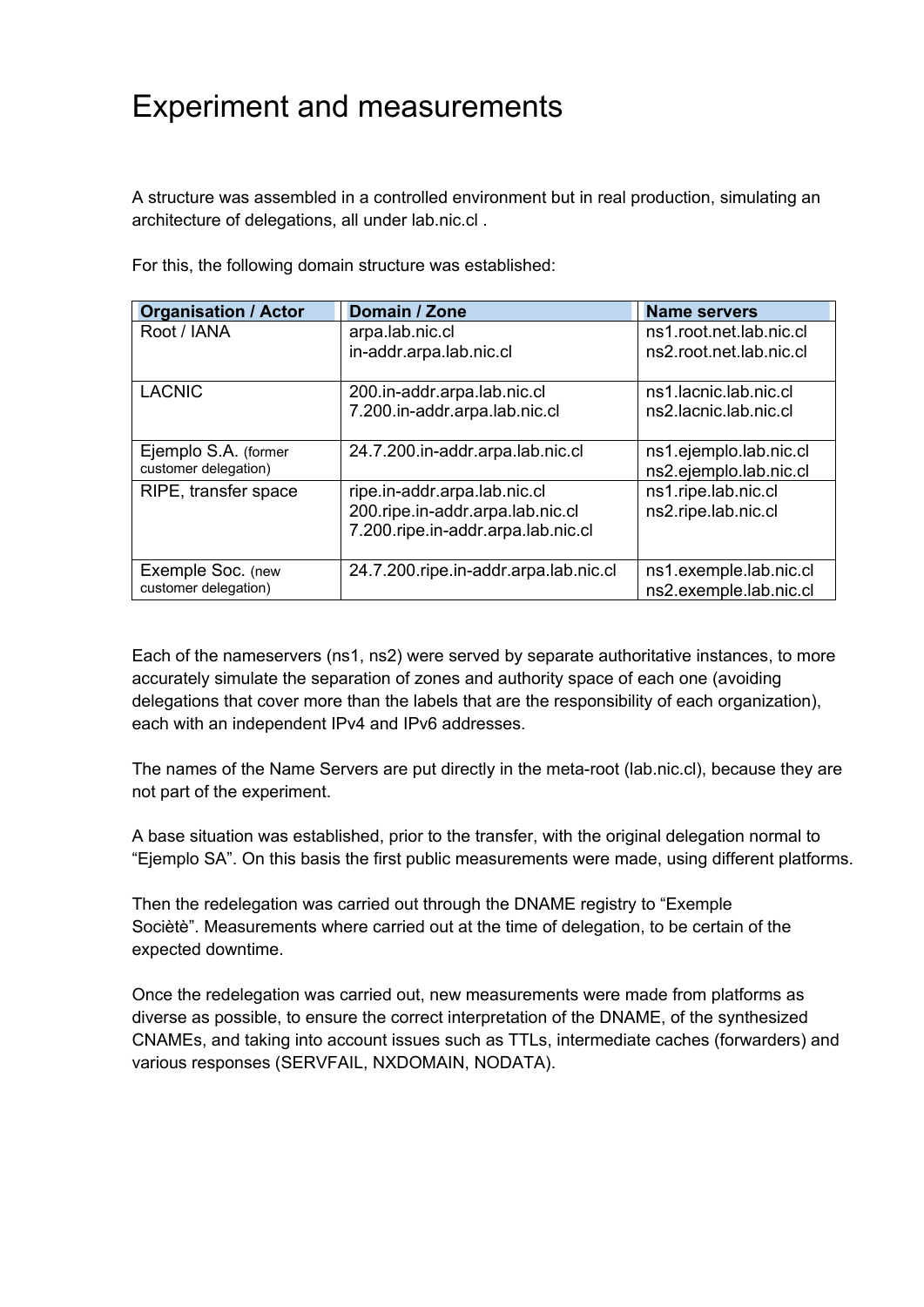# Experiment and measurements

A structure was assembled in a controlled environment but in real production, simulating an architecture of delegations, all under lab.nic.cl .

For this, the following domain structure was established:

| Organisation / Actor | Domain / Zone | Name servers |
|---|---|---|
| Root / IANA | arpa.lab.nic.cl<br>in-addr.arpa.lab.nic.cl | ns1.root.net.lab.nic.cl<br>ns2.root.net.lab.nic.cl |
| LACNIC | 200.in-addr.arpa.lab.nic.cl<br>7.200.in-addr.arpa.lab.nic.cl | ns1.lacnic.lab.nic.cl<br>ns2.lacnic.lab.nic.cl |
| Ejemplo S.A. (former customer delegation) | 24.7.200.in-addr.arpa.lab.nic.cl | ns1.ejemplo.lab.nic.cl<br>ns2.ejemplo.lab.nic.cl |
| RIPE, transfer space | ripe.in-addr.arpa.lab.nic.cl<br>200.ripe.in-addr.arpa.lab.nic.cl<br>7.200.ripe.in-addr.arpa.lab.nic.cl | ns1.ripe.lab.nic.cl<br>ns2.ripe.lab.nic.cl |
| Exemple Soc. (new customer delegation) | 24.7.200.ripe.in-addr.arpa.lab.nic.cl | ns1.exemple.lab.nic.cl<br>ns2.exemple.lab.nic.cl |

Each of the nameservers (ns1, ns2) were served by separate authoritative instances, to more accurately simulate the separation of zones and authority space of each one (avoiding delegations that cover more than the labels that are the responsibility of each organization), each with an independent IPv4 and IPv6 addresses.

The names of the Name Servers are put directly in the meta-root (lab.nic.cl), because they are not part of the experiment.

A base situation was established, prior to the transfer, with the original delegation normal to "Ejemplo SA". On this basis the first public measurements were made, using different platforms.

Then the redelegation was carried out through the DNAME registry to "Exemple Socièté". Measurements where carried out at the time of delegation, to be certain of the expected downtime.

Once the redelegation was carried out, new measurements were made from platforms as diverse as possible, to ensure the correct interpretation of the DNAME, of the synthesized CNAMEs, and taking into account issues such as TTLs, intermediate caches (forwarders) and various responses (SERVFAIL, NXDOMAIN, NODATA).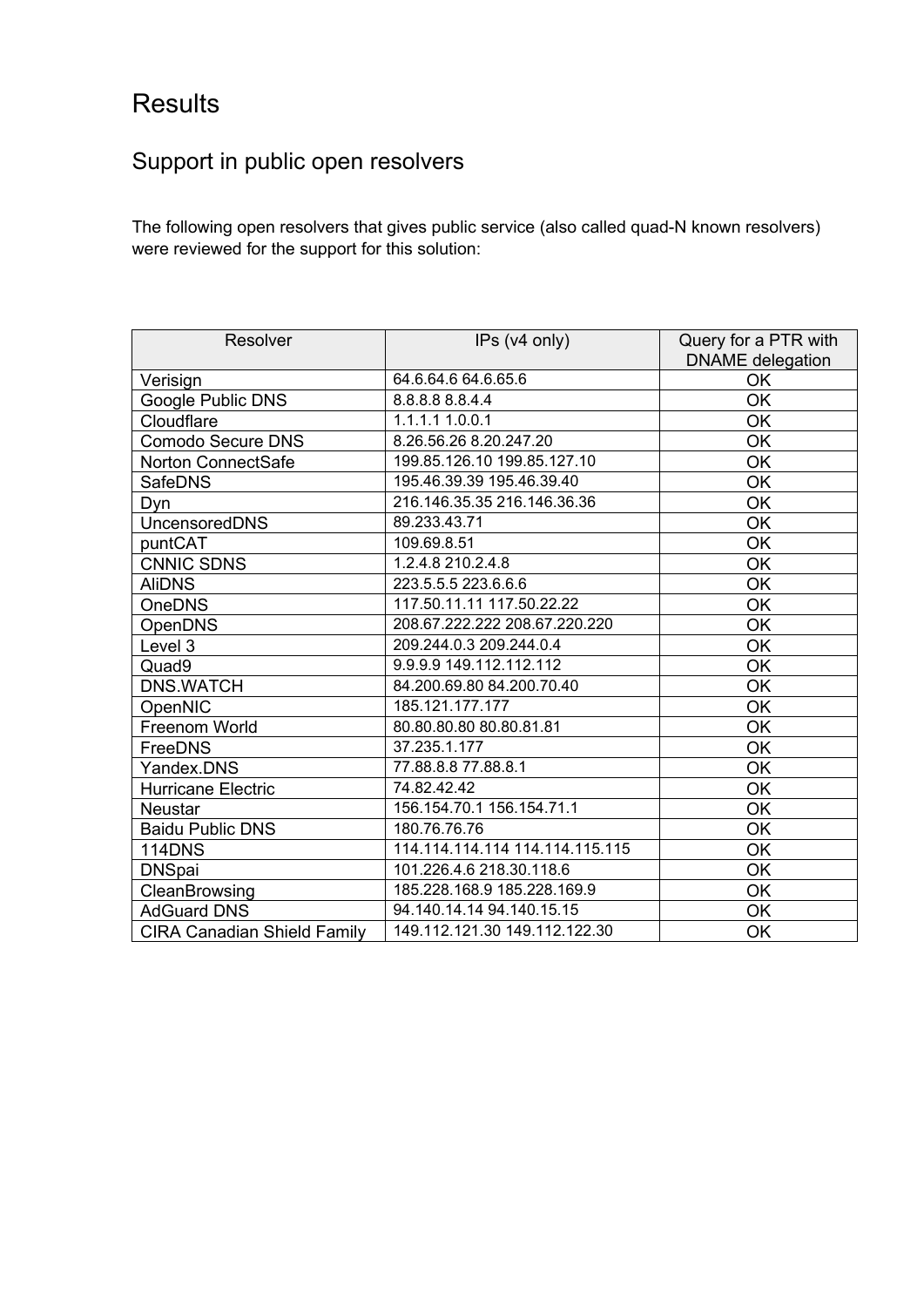# Results

## Support in public open resolvers

The following open resolvers that gives public service (also called quad-N known resolvers) were reviewed for the support for this solution:

| Resolver | IPs (v4 only) | Query for a PTR with DNAME delegation |
|---|---|---|
| Verisign | 64.6.64.6 64.6.65.6 | OK |
| Google Public DNS | 8.8.8.8 8.8.4.4 | OK |
| Cloudflare | 1.1.1.1 1.0.0.1 | OK |
| Comodo Secure DNS | 8.26.56.26 8.20.247.20 | OK |
| Norton ConnectSafe | 199.85.126.10 199.85.127.10 | OK |
| SafeDNS | 195.46.39.39 195.46.39.40 | OK |
| Dyn | 216.146.35.35 216.146.36.36 | OK |
| UncensoredDNS | 89.233.43.71 | OK |
| puntCAT | 109.69.8.51 | OK |
| CNNIC SDNS | 1.2.4.8 210.2.4.8 | OK |
| AliDNS | 223.5.5.5 223.6.6.6 | OK |
| OneDNS | 117.50.11.11 117.50.22.22 | OK |
| OpenDNS | 208.67.222.222 208.67.220.220 | OK |
| Level 3 | 209.244.0.3 209.244.0.4 | OK |
| Quad9 | 9.9.9.9 149.112.112.112 | OK |
| DNS.WATCH | 84.200.69.80 84.200.70.40 | OK |
| OpenNIC | 185.121.177.177 | OK |
| Freenom World | 80.80.80.80 80.80.81.81 | OK |
| FreeDNS | 37.235.1.177 | OK |
| Yandex.DNS | 77.88.8.8 77.88.8.1 | OK |
| Hurricane Electric | 74.82.42.42 | OK |
| Neustar | 156.154.70.1 156.154.71.1 | OK |
| Baidu Public DNS | 180.76.76.76 | OK |
| 114DNS | 114.114.114.114 114.114.115.115 | OK |
| DNSpai | 101.226.4.6 218.30.118.6 | OK |
| CleanBrowsing | 185.228.168.9 185.228.169.9 | OK |
| AdGuard DNS | 94.140.14.14 94.140.15.15 | OK |
| CIRA Canadian Shield Family | 149.112.121.30 149.112.122.30 | OK |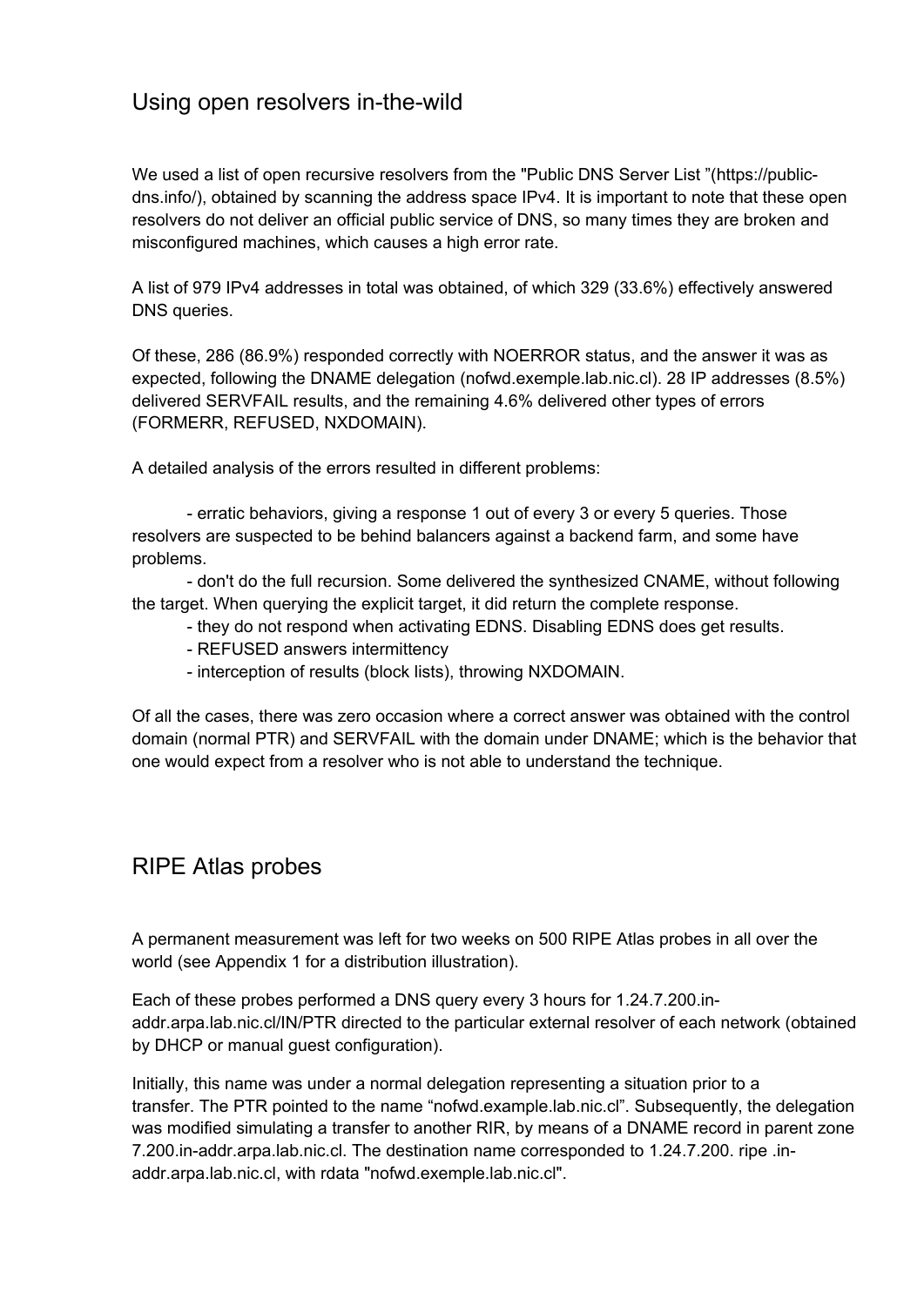## Using open resolvers in-the-wild

We used a list of open recursive resolvers from the "Public DNS Server List "(https://public-dns.info/), obtained by scanning the address space IPv4. It is important to note that these open resolvers do not deliver an official public service of DNS, so many times they are broken and misconfigured machines, which causes a high error rate.

A list of 979 IPv4 addresses in total was obtained, of which 329 (33.6%) effectively answered DNS queries.

Of these, 286 (86.9%) responded correctly with NOERROR status, and the answer it was as expected, following the DNAME delegation (nofwd.exemple.lab.nic.cl). 28 IP addresses (8.5%) delivered SERVFAIL results, and the remaining 4.6% delivered other types of errors (FORMERR, REFUSED, NXDOMAIN).

A detailed analysis of the errors resulted in different problems:

- erratic behaviors, giving a response 1 out of every 3 or every 5 queries. Those resolvers are suspected to be behind balancers against a backend farm, and some have problems.
- don't do the full recursion. Some delivered the synthesized CNAME, without following the target. When querying the explicit target, it did return the complete response.
- they do not respond when activating EDNS. Disabling EDNS does get results.
- REFUSED answers intermittency
- interception of results (block lists), throwing NXDOMAIN.

Of all the cases, there was zero occasion where a correct answer was obtained with the control domain (normal PTR) and SERVFAIL with the domain under DNAME; which is the behavior that one would expect from a resolver who is not able to understand the technique.

## RIPE Atlas probes

A permanent measurement was left for two weeks on 500 RIPE Atlas probes in all over the world (see Appendix 1 for a distribution illustration).

Each of these probes performed a DNS query every 3 hours for 1.24.7.200.in-addr.arpa.lab.nic.cl/IN/PTR directed to the particular external resolver of each network (obtained by DHCP or manual guest configuration).

Initially, this name was under a normal delegation representing a situation prior to a transfer. The PTR pointed to the name "nofwd.example.lab.nic.cl". Subsequently, the delegation was modified simulating a transfer to another RIR, by means of a DNAME record in parent zone 7.200.in-addr.arpa.lab.nic.cl. The destination name corresponded to 1.24.7.200. ripe .in-addr.arpa.lab.nic.cl, with rdata "nofwd.exemple.lab.nic.cl".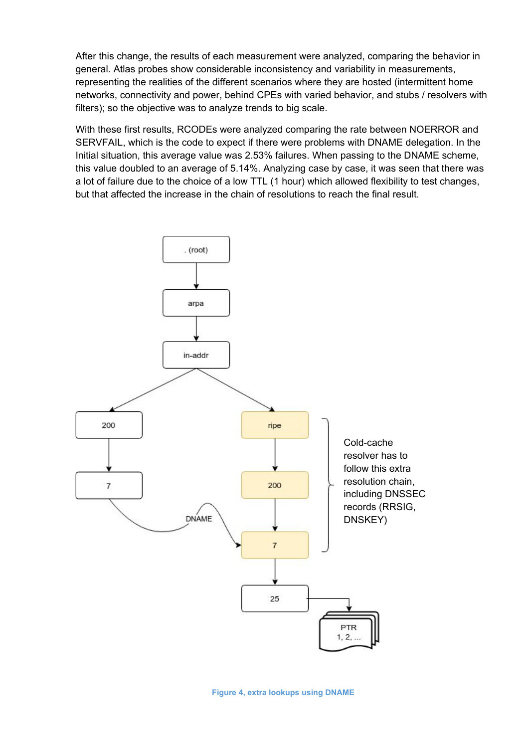After this change, the results of each measurement were analyzed, comparing the behavior in general. Atlas probes show considerable inconsistency and variability in measurements, representing the realities of the different scenarios where they are hosted (intermittent home networks, connectivity and power, behind CPEs with varied behavior, and stubs / resolvers with filters); so the objective was to analyze trends to big scale.

With these first results, RCODEs were analyzed comparing the rate between NOERROR and SERVFAIL, which is the code to expect if there were problems with DNAME delegation. In the Initial situation, this average value was 2.53% failures. When passing to the DNAME scheme, this value doubled to an average of 5.14%. Analyzing case by case, it was seen that there was a lot of failure due to the choice of a low TTL (1 hour) which allowed flexibility to test changes, but that affected the increase in the chain of resolutions to reach the final result.

Figure 4, extra lookups using DNAME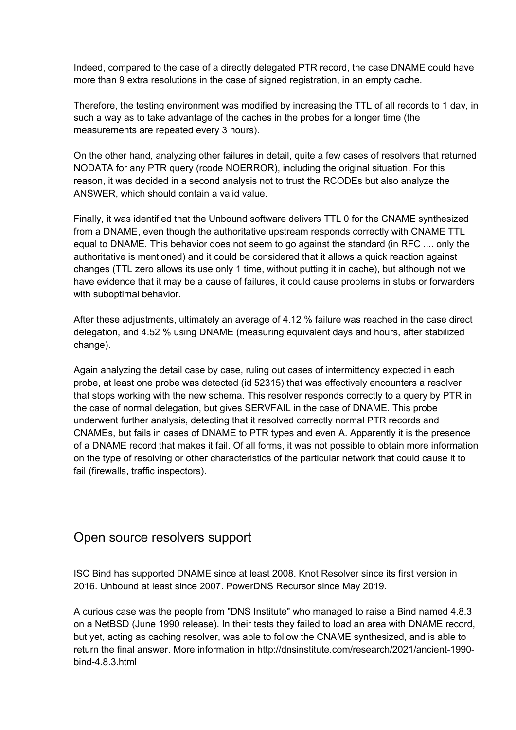Indeed, compared to the case of a directly delegated PTR record, the case DNAME could have more than 9 extra resolutions in the case of signed registration, in an empty cache.

Therefore, the testing environment was modified by increasing the TTL of all records to 1 day, in such a way as to take advantage of the caches in the probes for a longer time (the measurements are repeated every 3 hours).

On the other hand, analyzing other failures in detail, quite a few cases of resolvers that returned NODATA for any PTR query (rcode NOERROR), including the original situation. For this reason, it was decided in a second analysis not to trust the RCODEs but also analyze the ANSWER, which should contain a valid value.

Finally, it was identified that the Unbound software delivers TTL 0 for the CNAME synthesized from a DNAME, even though the authoritative upstream responds correctly with CNAME TTL equal to DNAME. This behavior does not seem to go against the standard (in RFC .... only the authoritative is mentioned) and it could be considered that it allows a quick reaction against changes (TTL zero allows its use only 1 time, without putting it in cache), but although not we have evidence that it may be a cause of failures, it could cause problems in stubs or forwarders with suboptimal behavior.

After these adjustments, ultimately an average of 4.12 % failure was reached in the case direct delegation, and 4.52 % using DNAME (measuring equivalent days and hours, after stabilized change).

Again analyzing the detail case by case, ruling out cases of intermittency expected in each probe, at least one probe was detected (id 52315) that was effectively encounters a resolver that stops working with the new schema. This resolver responds correctly to a query by PTR in the case of normal delegation, but gives SERVFAIL in the case of DNAME. This probe underwent further analysis, detecting that it resolved correctly normal PTR records and CNAMEs, but fails in cases of DNAME to PTR types and even A. Apparently it is the presence of a DNAME record that makes it fail. Of all forms, it was not possible to obtain more information on the type of resolving or other characteristics of the particular network that could cause it to fail (firewalls, traffic inspectors).

## Open source resolvers support

ISC Bind has supported DNAME since at least 2008. Knot Resolver since its first version in 2016. Unbound at least since 2007. PowerDNS Recursor since May 2019.

A curious case was the people from "DNS Institute" who managed to raise a Bind named 4.8.3 on a NetBSD (June 1990 release). In their tests they failed to load an area with DNAME record, but yet, acting as caching resolver, was able to follow the CNAME synthesized, and is able to return the final answer. More information in http://dnsinstitute.com/research/2021/ancient-1990-bind-4.8.3.html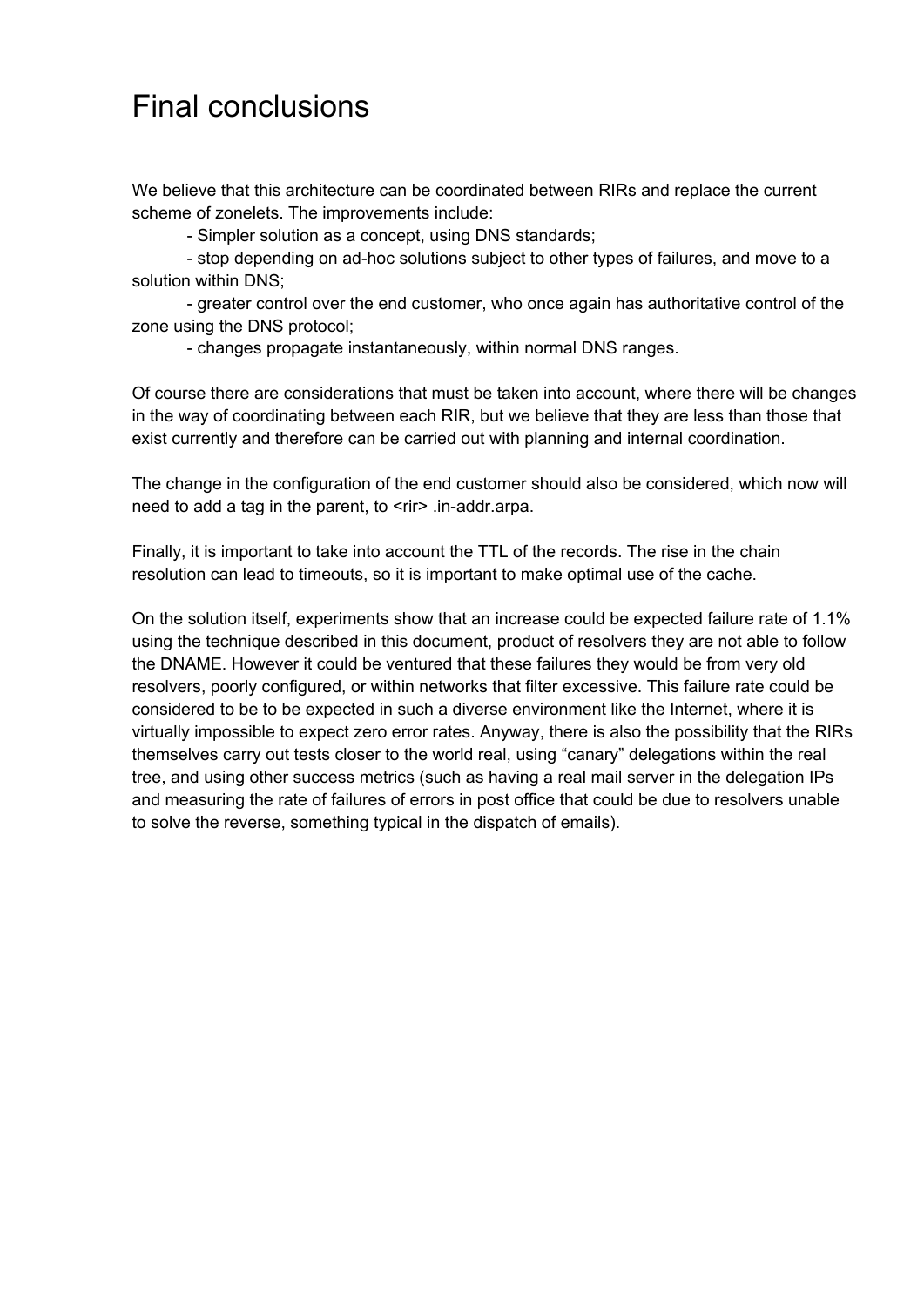# Final conclusions

We believe that this architecture can be coordinated between RIRs and replace the current scheme of zonelets. The improvements include:

- Simpler solution as a concept, using DNS standards;
- stop depending on ad-hoc solutions subject to other types of failures, and move to a solution within DNS;
- greater control over the end customer, who once again has authoritative control of the zone using the DNS protocol;
- changes propagate instantaneously, within normal DNS ranges.

Of course there are considerations that must be taken into account, where there will be changes in the way of coordinating between each RIR, but we believe that they are less than those that exist currently and therefore can be carried out with planning and internal coordination.

The change in the configuration of the end customer should also be considered, which now will need to add a tag in the parent, to <rir> .in-addr.arpa.

Finally, it is important to take into account the TTL of the records. The rise in the chain resolution can lead to timeouts, so it is important to make optimal use of the cache.

On the solution itself, experiments show that an increase could be expected failure rate of 1.1% using the technique described in this document, product of resolvers they are not able to follow the DNAME. However it could be ventured that these failures they would be from very old resolvers, poorly configured, or within networks that filter excessive. This failure rate could be considered to be to be expected in such a diverse environment like the Internet, where it is virtually impossible to expect zero error rates. Anyway, there is also the possibility that the RIRs themselves carry out tests closer to the world real, using “canary” delegations within the real tree, and using other success metrics (such as having a real mail server in the delegation IPs and measuring the rate of failures of errors in post office that could be due to resolvers unable to solve the reverse, something typical in the dispatch of emails).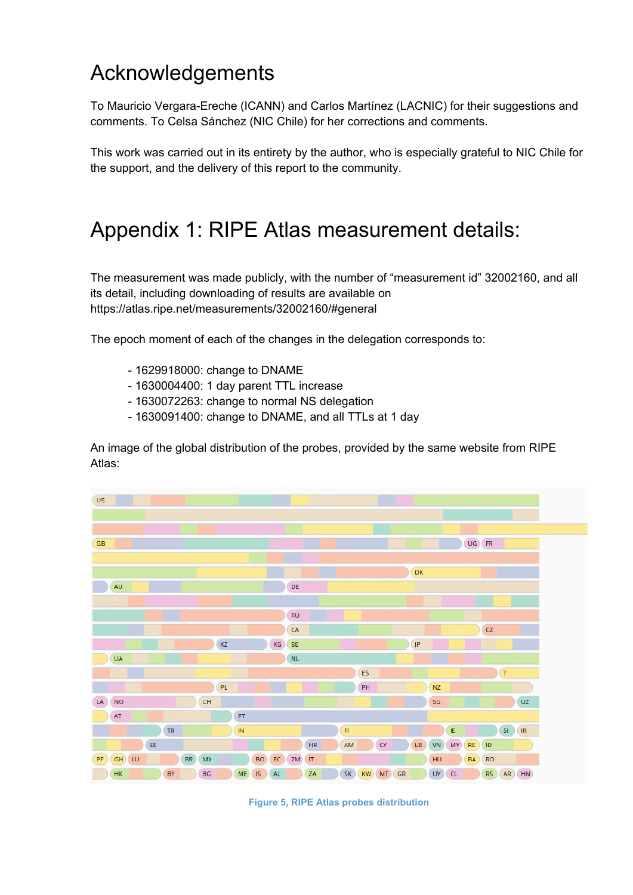# Acknowledgements

To Mauricio Vergara-Ereche (ICANN) and Carlos Martínez (LACNIC) for their suggestions and comments. To Celsa Sánchez (NIC Chile) for her corrections and comments.

This work was carried out in its entirety by the author, who is especially grateful to NIC Chile for the support, and the delivery of this report to the community.

# Appendix 1: RIPE Atlas measurement details:

The measurement was made publicly, with the number of “measurement id” 32002160, and all its detail, including downloading of results are available on https://atlas.ripe.net/measurements/32002160/#general

The epoch moment of each of the changes in the delegation corresponds to:

- 1629918000: change to DNAME
- 1630004400: 1 day parent TTL increase
- 1630072263: change to normal NS delegation
- 1630091400: change to DNAME, and all TTLs at 1 day

An image of the global distribution of the probes, provided by the same website from RIPE Atlas:

US
GB UG FR
DK
AU DE
RU
CA CZ
KZ KG BE JP
UA NL
ES ?
PL PH NZ
LA NO CH SG UZ
AT PT
TR IN FI IE SI IR
SE HR AM CY LB VN MY RE ID
PF GH LU BR MX BO EC ZM IT HU BA RO
HK BY BG ME IS AL ZA SK KW MT GR UY CL RS AR HN

Figure 5, RIPE Atlas probes distribution